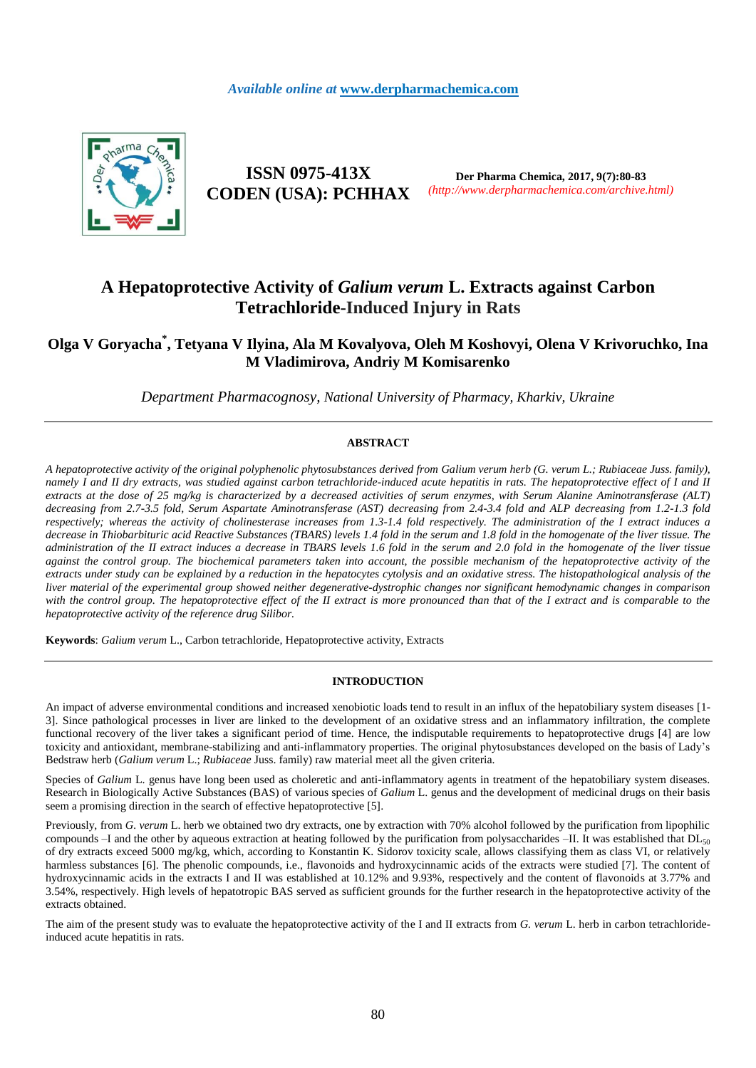# A Hepatoprotective Activity of *Galium verum* L. Extracts against Carbon Tetrachloride-Induced Injury in Rats

**Olga V Goryacha*, Tetyana V Ilyina, Ala M Kovalyova, Oleh M Koshovyi, Olena V Krivoruchko, Ina M Vladimirova, Andriy M Komisarenko**

*Department Pharmacognosy, National University of Pharmacy, Kharkiv, Ukraine*

## ABSTRACT

*A hepatoprotective activity of the original polyphenolic phytosubstances derived from Galium verum herb (G. verum L.; Rubiaceae Juss. family), namely I and II dry extracts, was studied against carbon tetrachloride-induced acute hepatitis in rats. The hepatoprotective effect of I and II extracts at the dose of 25 mg/kg is characterized by a decreased activities of serum enzymes, with Serum Alanine Aminotransferase (ALT) decreasing from 2.7-3.5 fold, Serum Aspartate Aminotransferase (AST) decreasing from 2.4-3.4 fold and ALP decreasing from 1.2-1.3 fold respectively; whereas the activity of cholinesterase increases from 1.3-1.4 fold respectively. The administration of the I extract induces a decrease in Thiobarbituric acid Reactive Substances (TBARS) levels 1.4 fold in the serum and 1.8 fold in the homogenate of the liver tissue. The administration of the II extract induces a decrease in TBARS levels 1.6 fold in the serum and 2.0 fold in the homogenate of the liver tissue against the control group. The biochemical parameters taken into account, the possible mechanism of the hepatoprotective activity of the extracts under study can be explained by a reduction in the hepatocytes cytolysis and an oxidative stress. The histopathological analysis of the liver material of the experimental group showed neither degenerative-dystrophic changes nor significant hemodynamic changes in comparison with the control group. The hepatoprotective effect of the II extract is more pronounced than that of the I extract and is comparable to the hepatoprotective activity of the reference drug Silibor.*

**Keywords**: *Galium verum* L., Carbon tetrachloride, Hepatoprotective activity, Extracts

## INTRODUCTION

An impact of adverse environmental conditions and increased xenobiotic loads tend to result in an influx of the hepatobiliary system diseases [1-3]. Since pathological processes in liver are linked to the development of an oxidative stress and an inflammatory infiltration, the complete functional recovery of the liver takes a significant period of time. Hence, the indisputable requirements to hepatoprotective drugs [4] are low toxicity and antioxidant, membrane-stabilizing and anti-inflammatory properties. The original phytosubstances developed on the basis of Lady's Bedstraw herb (*Galium verum* L.; *Rubiaceae* Juss. family) raw material meet all the given criteria.

Species of *Galium* L. genus have long been used as choleretic and anti-inflammatory agents in treatment of the hepatobiliary system diseases. Research in Biologically Active Substances (BAS) of various species of *Galium* L. genus and the development of medicinal drugs on their basis seem a promising direction in the search of effective hepatoprotective [5].

Previously, from *G. verum* L. herb we obtained two dry extracts, one by extraction with 70% alcohol followed by the purification from lipophilic compounds –I and the other by aqueous extraction at heating followed by the purification from polysaccharides –II. It was established that $DL_{50}$ of dry extracts exceed 5000 mg/kg, which, according to Konstantin K. Sidorov toxicity scale, allows classifying them as class VI, or relatively harmless substances [6]. The phenolic compounds, i.e., flavonoids and hydroxycinnamic acids of the extracts were studied [7]. The content of hydroxycinnamic acids in the extracts I and II was established at 10.12% and 9.93%, respectively and the content of flavonoids at 3.77% and 3.54%, respectively. High levels of hepatotropic BAS served as sufficient grounds for the further research in the hepatoprotective activity of the extracts obtained.

The aim of the present study was to evaluate the hepatoprotective activity of the I and II extracts from *G. verum* L. herb in carbon tetrachloride-induced acute hepatitis in rats.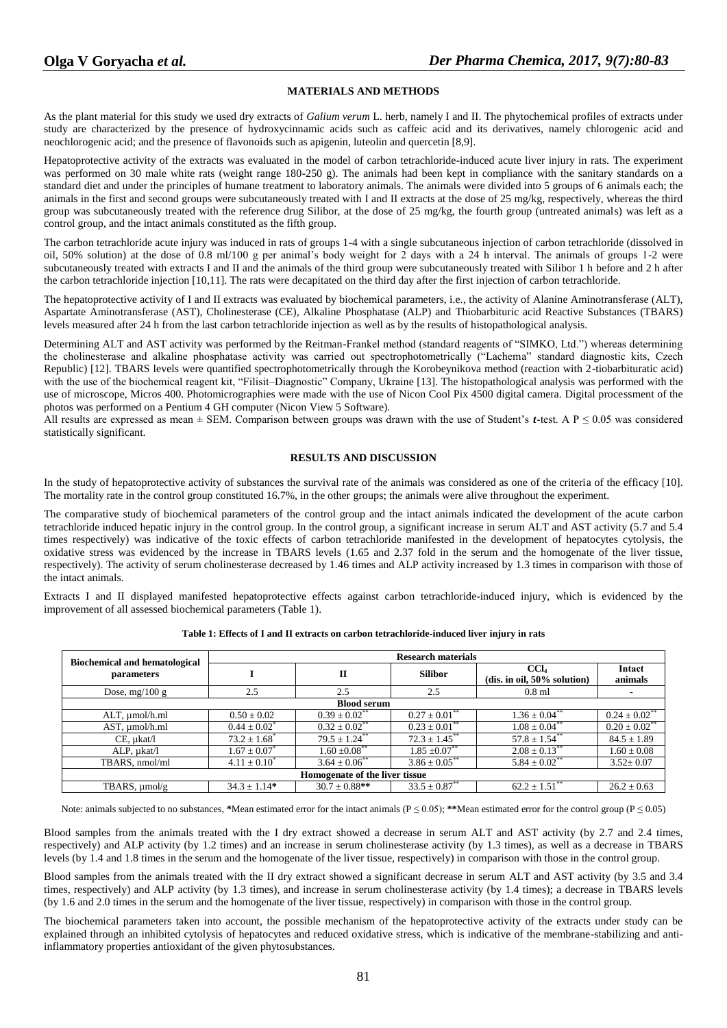## MATERIALS AND METHODS

As the plant material for this study we used dry extracts of *Galium verum* L. herb, namely I and II. The phytochemical profiles of extracts under study are characterized by the presence of hydroxycinnamic acids such as caffeic acid and its derivatives, namely chlorogenic acid and neochlorogenic acid; and the presence of flavonoids such as apigenin, luteolin and quercetin [8,9].

Hepatoprotective activity of the extracts was evaluated in the model of carbon tetrachloride-induced acute liver injury in rats. The experiment was performed on 30 male white rats (weight range 180-250 g). The animals had been kept in compliance with the sanitary standards on a standard diet and under the principles of humane treatment to laboratory animals. The animals were divided into 5 groups of 6 animals each; the animals in the first and second groups were subcutaneously treated with I and II extracts at the dose of 25 mg/kg, respectively, whereas the third group was subcutaneously treated with the reference drug Silibor, at the dose of 25 mg/kg, the fourth group (untreated animals) was left as a control group, and the intact animals constituted as the fifth group.

The carbon tetrachloride acute injury was induced in rats of groups 1-4 with a single subcutaneous injection of carbon tetrachloride (dissolved in oil, 50% solution) at the dose of 0.8 ml/100 g per animal's body weight for 2 days with a 24 h interval. The animals of groups 1-2 were subcutaneously treated with extracts I and II and the animals of the third group were subcutaneously treated with Silibor 1 h before and 2 h after the carbon tetrachloride injection [10,11]. The rats were decapitated on the third day after the first injection of carbon tetrachloride.

The hepatoprotective activity of I and II extracts was evaluated by biochemical parameters, i.e., the activity of Alanine Aminotransferase (ALT), Aspartate Aminotransferase (AST), Cholinesterase (CE), Alkaline Phosphatase (ALP) and Thiobarbituric acid Reactive Substances (TBARS) levels measured after 24 h from the last carbon tetrachloride injection as well as by the results of histopathological analysis.

Determining ALT and AST activity was performed by the Reitman-Frankel method (standard reagents of "SIMKO, Ltd.") whereas determining the cholinesterase and alkaline phosphatase activity was carried out spectrophotometrically ("Lachema" standard diagnostic kits, Czech Republic) [12]. TBARS levels were quantified spectrophotometrically through the Korobeynikova method (reaction with 2-tiobarbituratic acid) with the use of the biochemical reagent kit, "Filisit–Diagnostic" Company, Ukraine [13]. The histopathological analysis was performed with the use of microscope, Micros 400. Photomicrographies were made with the use of Nicon Cool Pix 4500 digital camera. Digital processment of the photos was performed on a Pentium 4 GH computer (Nicon View 5 Software).

All results are expressed as mean ± SEM. Comparison between groups was drawn with the use of Student's ***t***-test. A $P \leq 0.05$ was considered statistically significant.

## RESULTS AND DISCUSSION

In the study of hepatoprotective activity of substances the survival rate of the animals was considered as one of the criteria of the efficacy [10]. The mortality rate in the control group constituted 16.7%, in the other groups; the animals were alive throughout the experiment.

The comparative study of biochemical parameters of the control group and the intact animals indicated the development of the acute carbon tetrachloride induced hepatic injury in the control group. In the control group, a significant increase in serum ALT and AST activity (5.7 and 5.4 times respectively) was indicative of the toxic effects of carbon tetrachloride manifested in the development of hepatocytes cytolysis, the oxidative stress was evidenced by the increase in TBARS levels (1.65 and 2.37 fold in the serum and the homogenate of the liver tissue, respectively). The activity of serum cholinesterase decreased by 1.46 times and ALP activity increased by 1.3 times in comparison with those of the intact animals.

Extracts I and II displayed manifested hepatoprotective effects against carbon tetrachloride-induced injury, which is evidenced by the improvement of all assessed biochemical parameters (Table 1).

**Table 1: Effects of I and II extracts on carbon tetrachloride-induced liver injury in rats**

| Biochemical and hematological parameters | Research materials | | | | |
|---|---|---|---|---|---|
| | I | II | Silibor | $CCl_4$ (dis. in oil, 50% solution) | Intact animals |
| Dose, mg/100 g | 2.5 | 2.5 | 2.5 | 0.8 ml | - |
| **Blood serum** | | | | | |
| ALT, µmol/h.ml | 0.50 ± 0.02 | 0.39 ± 0.02** | 0.27 ± 0.01** | 1.36 ± 0.04** | 0.24 ± 0.02** |
| AST, µmol/h.ml | 0.44 ± 0.02* | 0.32 ± 0.02** | 0.23 ± 0.01** | 1.08 ± 0.04** | 0.20 ± 0.02** |
| CE, µkat/l | 73.2 ± 1.68* | 79.5 ± 1.24** | 72.3 ± 1.45** | 57.8 ± 1.54** | 84.5 ± 1.89 |
| ALP, µkat/l | 1.67 ± 0.07* | 1.60 ±0.08** | 1.85 ±0.07** | 2.08 ± 0.13** | 1.60 ± 0.08 |
| TBARS, nmol/ml | 4.11 ± 0.10* | 3.64 ± 0.06** | 3.86 ± 0.05** | 5.84 ± 0.02** | 3.52± 0.07 |
| **Homogenate of the liver tissue** | | | | | |
| TBARS, µmol/g | 34.3 ± 1.14* | 30.7 ± 0.88** | 33.5 ± 0.87** | 62.2 ± 1.51** | 26.2 ± 0.63 |

Note: animals subjected to no substances, **\***Mean estimated error for the intact animals ($P \leq 0.05$); **\*\***Mean estimated error for the control group ($P \leq 0.05$)

Blood samples from the animals treated with the I dry extract showed a decrease in serum ALT and AST activity (by 2.7 and 2.4 times, respectively) and ALP activity (by 1.2 times) and an increase in serum cholinesterase activity (by 1.3 times), as well as a decrease in TBARS levels (by 1.4 and 1.8 times in the serum and the homogenate of the liver tissue, respectively) in comparison with those in the control group.

Blood samples from the animals treated with the II dry extract showed a significant decrease in serum ALT and AST activity (by 3.5 and 3.4 times, respectively) and ALP activity (by 1.3 times), and increase in serum cholinesterase activity (by 1.4 times); a decrease in TBARS levels (by 1.6 and 2.0 times in the serum and the homogenate of the liver tissue, respectively) in comparison with those in the control group.

The biochemical parameters taken into account, the possible mechanism of the hepatoprotective activity of the extracts under study can be explained through an inhibited cytolysis of hepatocytes and reduced oxidative stress, which is indicative of the membrane-stabilizing and anti-inflammatory properties antioxidant of the given phytosubstances.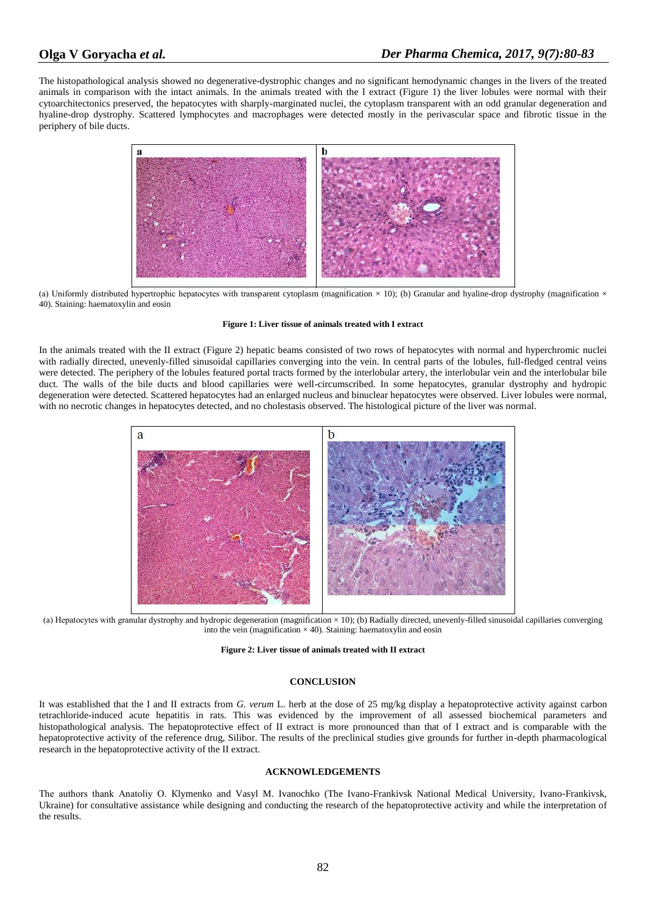The histopathological analysis showed no degenerative-dystrophic changes and no significant hemodynamic changes in the livers of the treated animals in comparison with the intact animals. In the animals treated with the I extract (Figure 1) the liver lobules were normal with their cytoarchitectonics preserved, the hepatocytes with sharply-marginated nuclei, the cytoplasm transparent with an odd granular degeneration and hyaline-drop dystrophy. Scattered lymphocytes and macrophages were detected mostly in the perivascular space and fibrotic tissue in the periphery of bile ducts.

(a) Uniformly distributed hypertrophic hepatocytes with transparent cytoplasm (magnification × 10); (b) Granular and hyaline-drop dystrophy (magnification × 40). Staining: haematoxylin and eosin

**Figure 1: Liver tissue of animals treated with I extract**

In the animals treated with the II extract (Figure 2) hepatic beams consisted of two rows of hepatocytes with normal and hyperchromic nuclei with radially directed, unevenly-filled sinusoidal capillaries converging into the vein. In central parts of the lobules, full-fledged central veins were detected. The periphery of the lobules featured portal tracts formed by the interlobular artery, the interlobular vein and the interlobular bile duct. The walls of the bile ducts and blood capillaries were well-circumscribed. In some hepatocytes, granular dystrophy and hydropic degeneration were detected. Scattered hepatocytes had an enlarged nucleus and binuclear hepatocytes were observed. Liver lobules were normal, with no necrotic changes in hepatocytes detected, and no cholestasis observed. The histological picture of the liver was normal.

(a) Hepatocytes with granular dystrophy and hydropic degeneration (magnification × 10); (b) Radially directed, unevenly-filled sinusoidal capillaries converging into the vein (magnification × 40). Staining: haematoxylin and eosin

**Figure 2: Liver tissue of animals treated with II extract**

## CONCLUSION

It was established that the I and II extracts from *G. verum* L. herb at the dose of 25 mg/kg display a hepatoprotective activity against carbon tetrachloride-induced acute hepatitis in rats. This was evidenced by the improvement of all assessed biochemical parameters and histopathological analysis. The hepatoprotective effect of II extract is more pronounced than that of I extract and is comparable with the hepatoprotective activity of the reference drug, Silibor. The results of the preclinical studies give grounds for further in-depth pharmacological research in the hepatoprotective activity of the II extract.

## ACKNOWLEDGEMENTS

The authors thank Anatoliy O. Klymenko and Vasyl M. Ivanochko (The Ivano-Frankivsk National Medical University, Ivano-Frankivsk, Ukraine) for consultative assistance while designing and conducting the research of the hepatoprotective activity and while the interpretation of the results.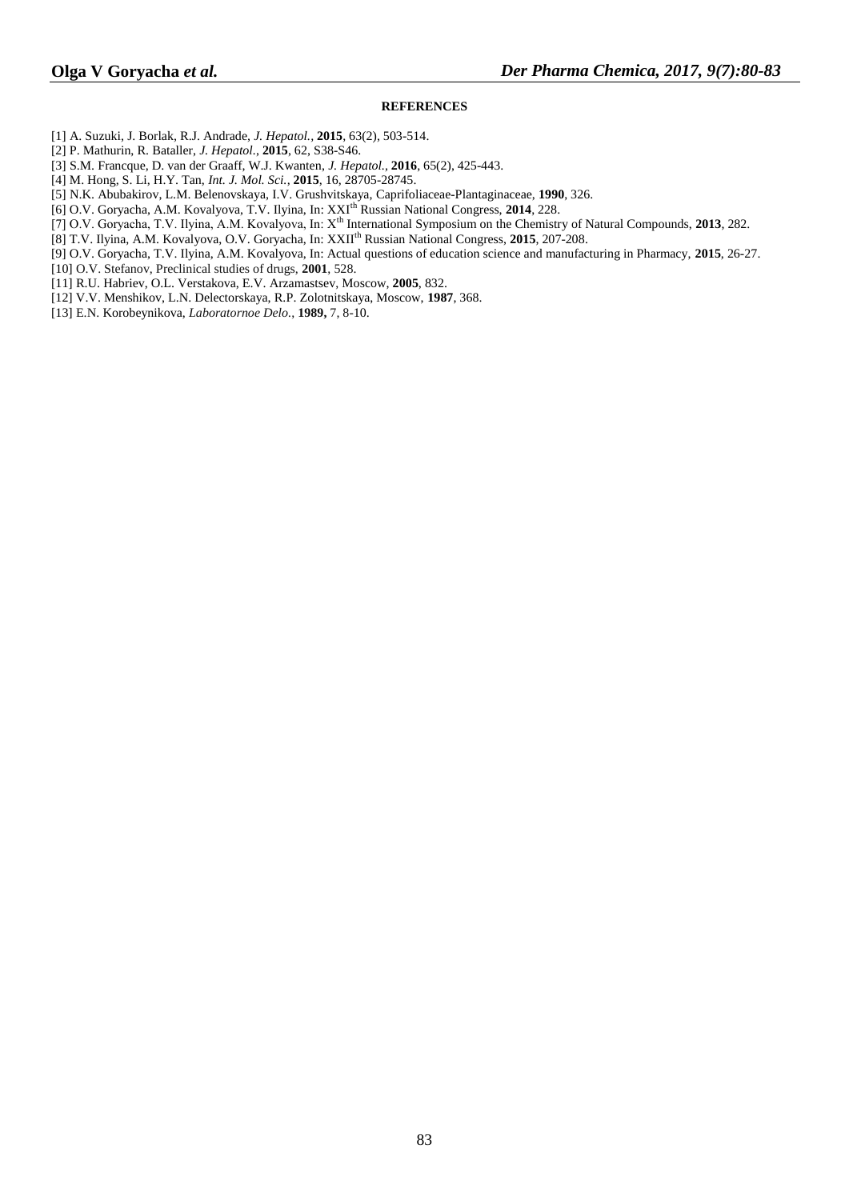**REFERENCES**

[1] A. Suzuki, J. Borlak, R.J. Andrade, *J. Hepatol.*, **2015**, 63(2), 503-514.
[2] P. Mathurin, R. Bataller, *J. Hepatol.*, **2015**, 62, S38-S46.
[3] S.M. Francque, D. van der Graaff, W.J. Kwanten, *J. Hepatol.*, **2016**, 65(2), 425-443.
[4] M. Hong, S. Li, H.Y. Tan, *Int. J. Mol. Sci.*, **2015**, 16, 28705-28745.
[5] N.K. Abubakirov, L.M. Belenovskaya, I.V. Grushvitskaya, Caprifoliaceae-Plantaginaceae, **1990**, 326.
[6] O.V. Goryacha, A.M. Kovalyova, T.V. Ilyina, In: XXI$^{th}$ Russian National Congress, **2014**, 228.
[7] O.V. Goryacha, T.V. Ilyina, A.M. Kovalyova, In: X$^{th}$ International Symposium on the Chemistry of Natural Compounds, **2013**, 282.
[8] T.V. Ilyina, A.M. Kovalyova, O.V. Goryacha, In: XXII$^{th}$ Russian National Congress, **2015**, 207-208.
[9] O.V. Goryacha, T.V. Ilyina, A.M. Kovalyova, In: Actual questions of education science and manufacturing in Pharmacy, **2015**, 26-27.
[10] O.V. Stefanov, Preclinical studies of drugs, **2001**, 528.
[11] R.U. Habriev, O.L. Verstakova, E.V. Arzamastsev, Moscow, **2005**, 832.
[12] V.V. Menshikov, L.N. Delectorskaya, R.P. Zolotnitskaya, Moscow, **1987**, 368.
[13] E.N. Korobeynikova, *Laboratornoe Delo.*, **1989,** 7, 8-10.